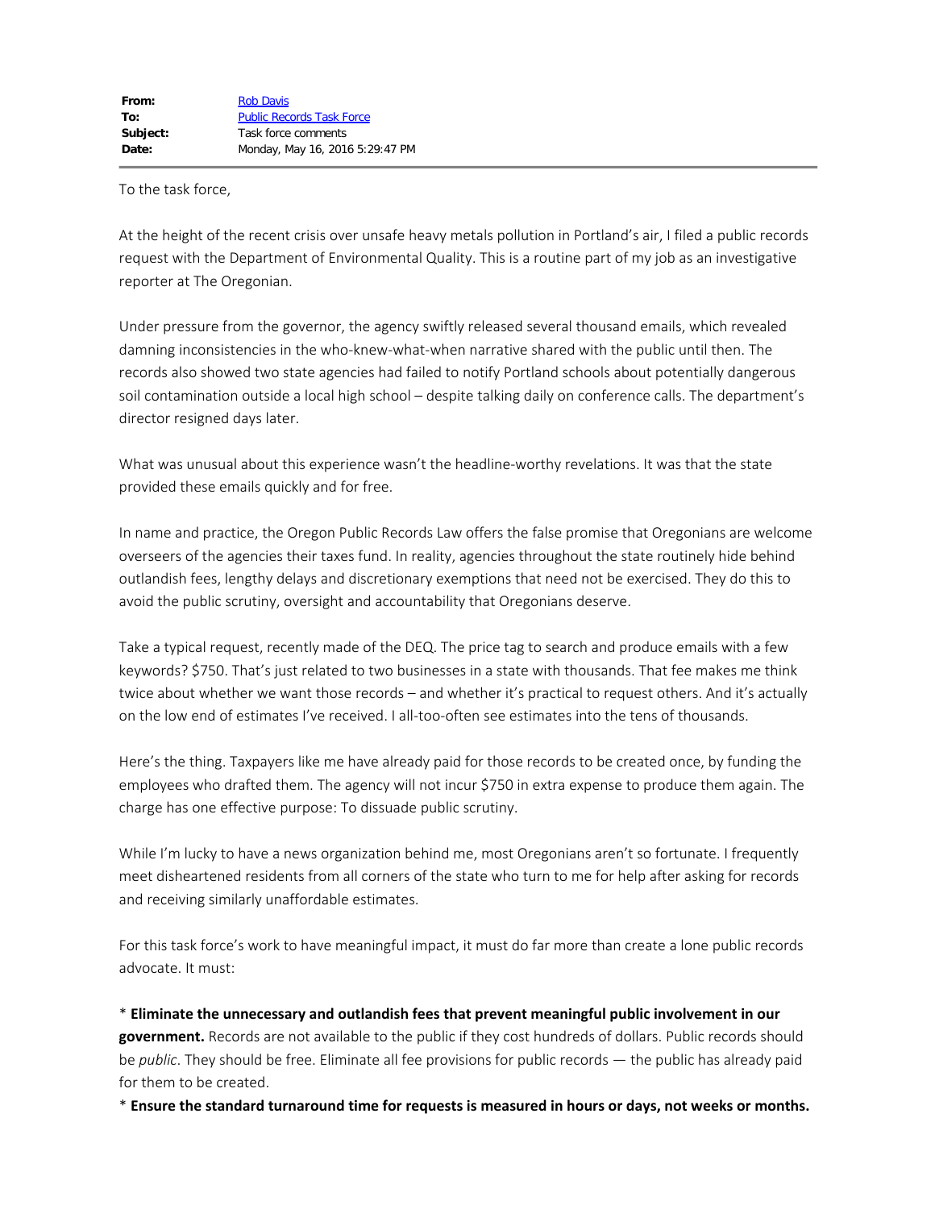| | |
|---|---|
| **From:** | Rob Davis |
| **To:** | Public Records Task Force |
| **Subject:** | Task force comments |
| **Date:** | Monday, May 16, 2016 5:29:47 PM |

To the task force,

At the height of the recent crisis over unsafe heavy metals pollution in Portland's air, I filed a public records request with the Department of Environmental Quality. This is a routine part of my job as an investigative reporter at The Oregonian.

Under pressure from the governor, the agency swiftly released several thousand emails, which revealed damning inconsistencies in the who-knew-what-when narrative shared with the public until then. The records also showed two state agencies had failed to notify Portland schools about potentially dangerous soil contamination outside a local high school – despite talking daily on conference calls. The department's director resigned days later.

What was unusual about this experience wasn't the headline-worthy revelations. It was that the state provided these emails quickly and for free.

In name and practice, the Oregon Public Records Law offers the false promise that Oregonians are welcome overseers of the agencies their taxes fund. In reality, agencies throughout the state routinely hide behind outlandish fees, lengthy delays and discretionary exemptions that need not be exercised. They do this to avoid the public scrutiny, oversight and accountability that Oregonians deserve.

Take a typical request, recently made of the DEQ. The price tag to search and produce emails with a few keywords? $750. That's just related to two businesses in a state with thousands. That fee makes me think twice about whether we want those records – and whether it's practical to request others. And it's actually on the low end of estimates I've received. I all-too-often see estimates into the tens of thousands.

Here's the thing. Taxpayers like me have already paid for those records to be created once, by funding the employees who drafted them. The agency will not incur $750 in extra expense to produce them again. The charge has one effective purpose: To dissuade public scrutiny.

While I'm lucky to have a news organization behind me, most Oregonians aren't so fortunate. I frequently meet disheartened residents from all corners of the state who turn to me for help after asking for records and receiving similarly unaffordable estimates.

For this task force's work to have meaningful impact, it must do far more than create a lone public records advocate. It must:

* **Eliminate the unnecessary and outlandish fees that prevent meaningful public involvement in our government.** Records are not available to the public if they cost hundreds of dollars. Public records should be *public*. They should be free. Eliminate all fee provisions for public records — the public has already paid for them to be created.
* **Ensure the standard turnaround time for requests is measured in hours or days, not weeks or months.**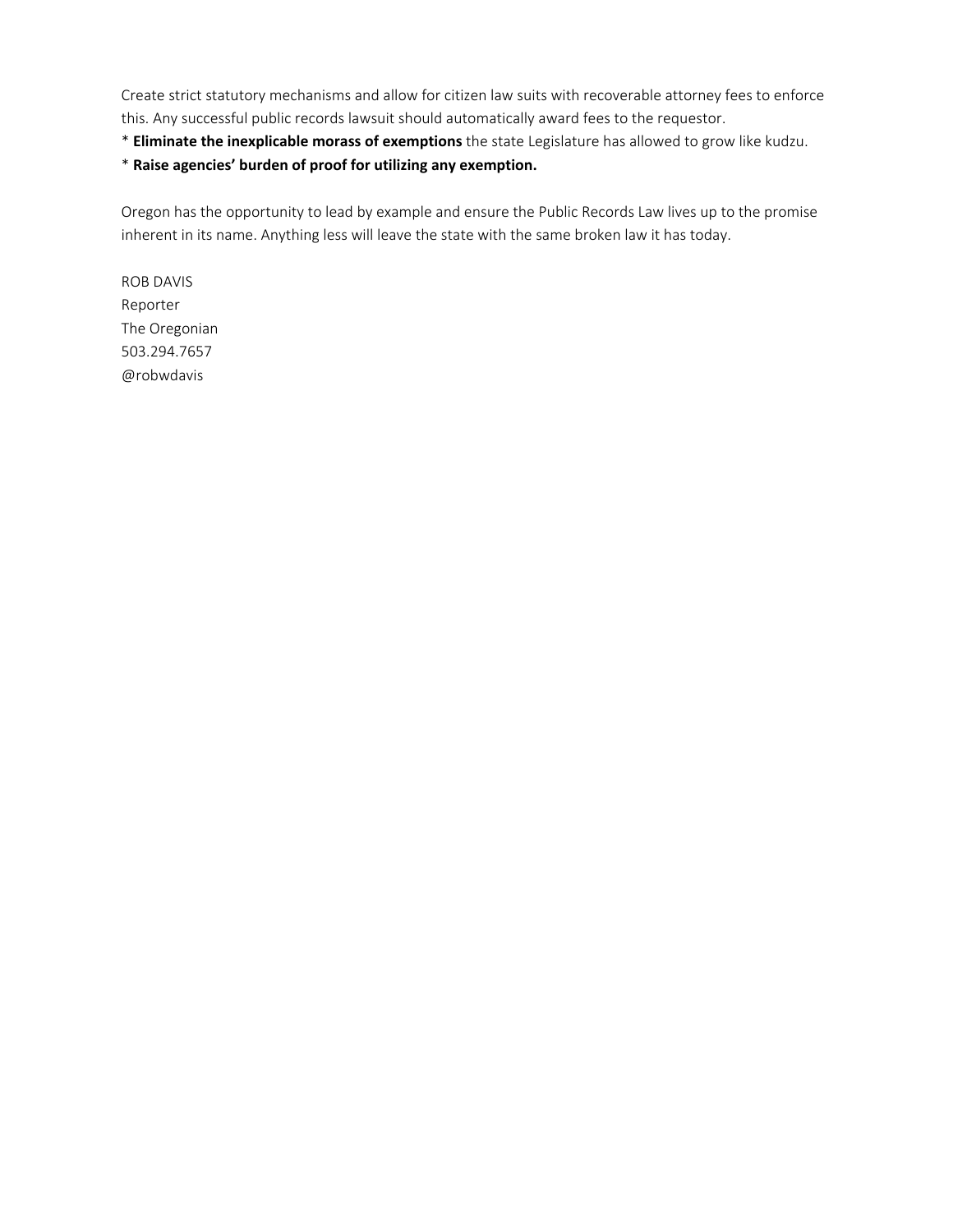Create strict statutory mechanisms and allow for citizen law suits with recoverable attorney fees to enforce this. Any successful public records lawsuit should automatically award fees to the requestor.

* **Eliminate the inexplicable morass of exemptions** the state Legislature has allowed to grow like kudzu.
* **Raise agencies' burden of proof for utilizing any exemption.**

Oregon has the opportunity to lead by example and ensure the Public Records Law lives up to the promise inherent in its name. Anything less will leave the state with the same broken law it has today.

ROB DAVIS
Reporter
The Oregonian
503.294.7657
@robwdavis